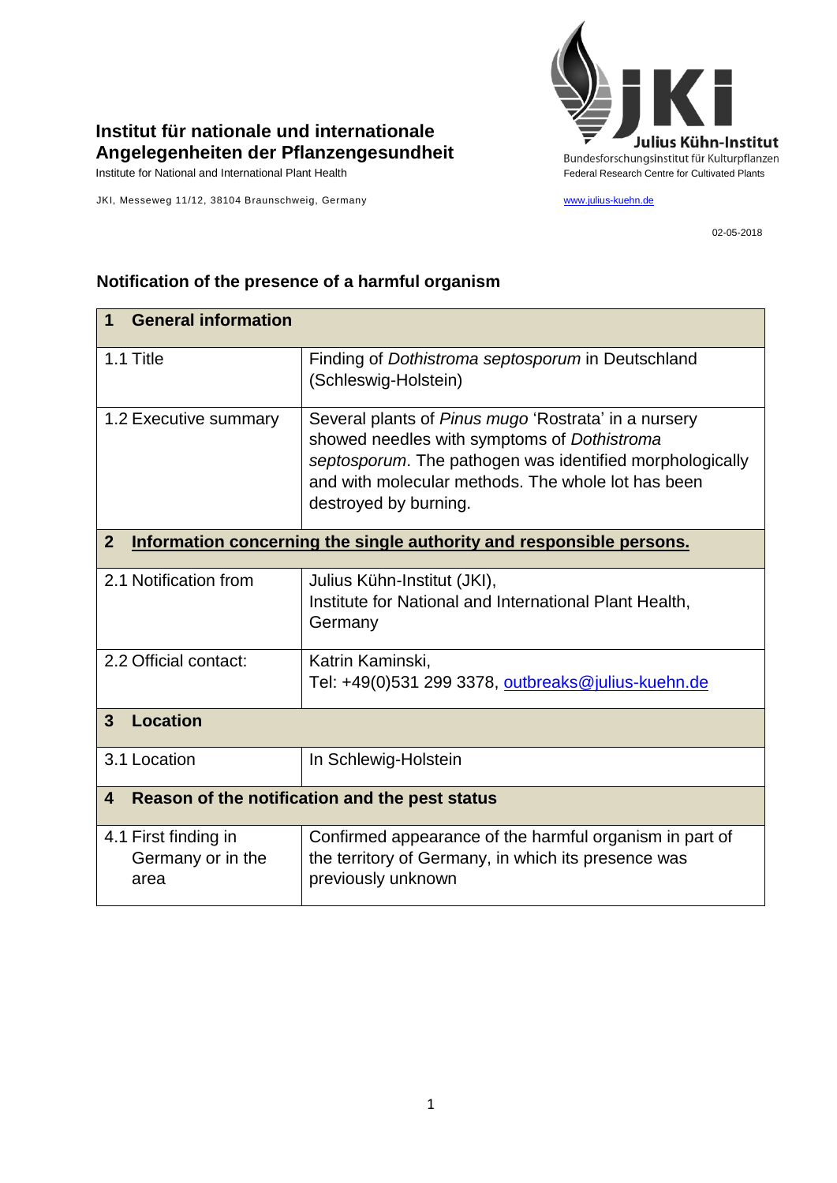**Institut für nationale und internationale Angelegenheiten der Pflanzengesundheit**

Institute for National and International Plant Health

JKI, Messeweg 11/12, 38104 Braunschweig, Germany

Julius Kühn-Institut
Bundesforschungsinstitut für Kulturpflanzen
Federal Research Centre for Cultivated Plants

www.julius-kuehn.de

02-05-2018

## Notification of the presence of a harmful organism

| **1 General information** | |
|---|---|
| 1.1 Title | Finding of *Dothistroma septosporum* in Deutschland (Schleswig-Holstein) |
| 1.2 Executive summary | Several plants of *Pinus mugo* 'Rostrata' in a nursery showed needles with symptoms of *Dothistroma septosporum*. The pathogen was identified morphologically and with molecular methods. The whole lot has been destroyed by burning. |
| **2 Information concerning the single authority and responsible persons.** | |
| 2.1 Notification from | Julius Kühn-Institut (JKI), Institute for National and International Plant Health, Germany |
| 2.2 Official contact: | Katrin Kaminski, Tel: +49(0)531 299 3378, outbreaks@julius-kuehn.de |
| **3 Location** | |
| 3.1 Location | In Schlewig-Holstein |
| **4 Reason of the notification and the pest status** | |
| 4.1 First finding in Germany or in the area | Confirmed appearance of the harmful organism in part of the territory of Germany, in which its presence was previously unknown |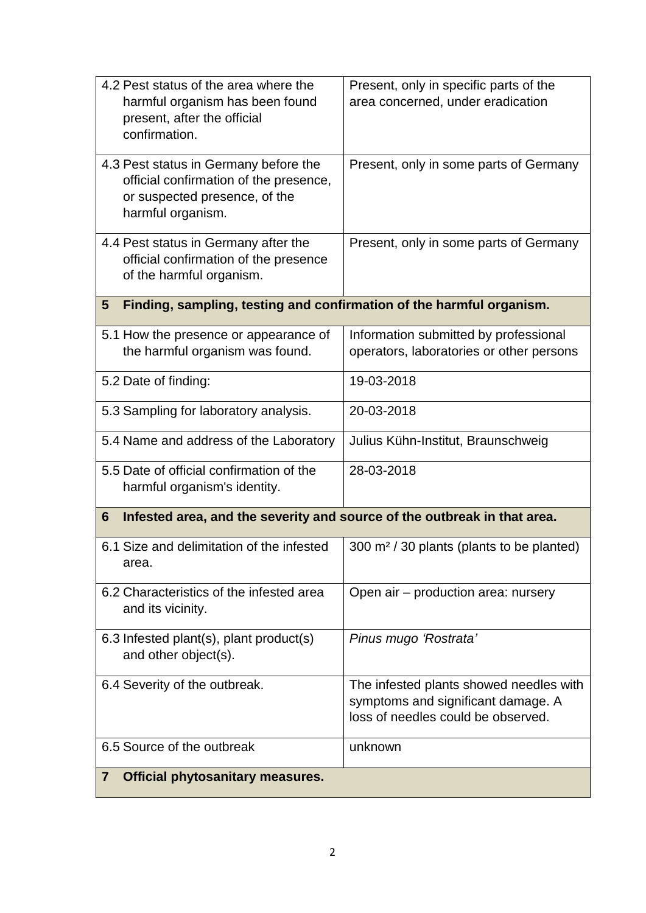| | |
|---|---|
| 4.2 Pest status of the area where the harmful organism has been found present, after the official confirmation. | Present, only in specific parts of the area concerned, under eradication |
| 4.3 Pest status in Germany before the official confirmation of the presence, or suspected presence, of the harmful organism. | Present, only in some parts of Germany |
| 4.4 Pest status in Germany after the official confirmation of the presence of the harmful organism. | Present, only in some parts of Germany |
| **5 Finding, sampling, testing and confirmation of the harmful organism.** | |
| 5.1 How the presence or appearance of the harmful organism was found. | Information submitted by professional operators, laboratories or other persons |
| 5.2 Date of finding: | 19-03-2018 |
| 5.3 Sampling for laboratory analysis. | 20-03-2018 |
| 5.4 Name and address of the Laboratory | Julius Kühn-Institut, Braunschweig |
| 5.5 Date of official confirmation of the harmful organism's identity. | 28-03-2018 |
| **6 Infested area, and the severity and source of the outbreak in that area.** | |
| 6.1 Size and delimitation of the infested area. | 300 m² / 30 plants (plants to be planted) |
| 6.2 Characteristics of the infested area and its vicinity. | Open air – production area: nursery |
| 6.3 Infested plant(s), plant product(s) and other object(s). | *Pinus mugo 'Rostrata'* |
| 6.4 Severity of the outbreak. | The infested plants showed needles with symptoms and significant damage. A loss of needles could be observed. |
| 6.5 Source of the outbreak | unknown |
| **7 Official phytosanitary measures.** | |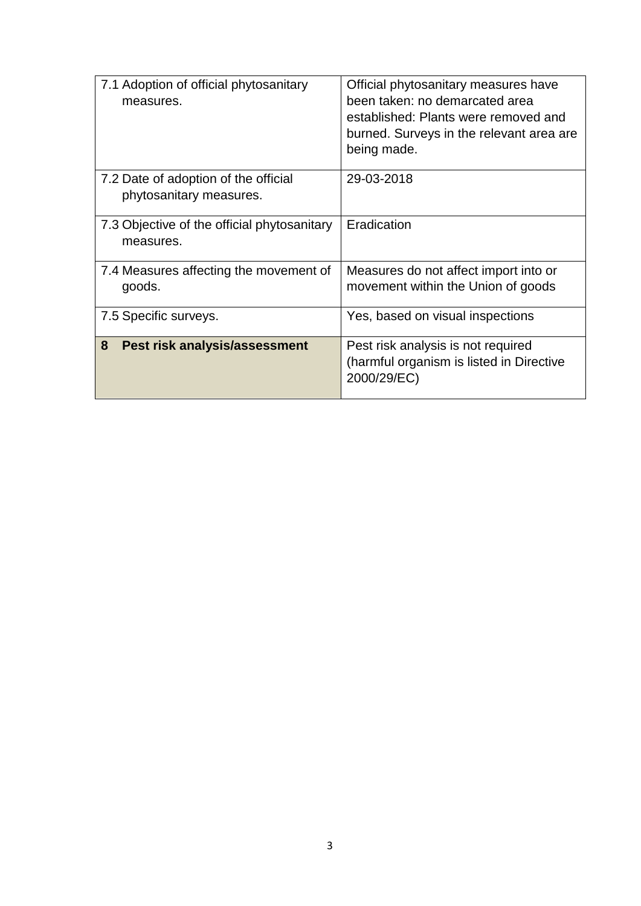| | |
|---|---|
| 7.1 Adoption of official phytosanitary measures. | Official phytosanitary measures have been taken: no demarcated area established: Plants were removed and burned. Surveys in the relevant area are being made. |
| 7.2 Date of adoption of the official phytosanitary measures. | 29-03-2018 |
| 7.3 Objective of the official phytosanitary measures. | Eradication |
| 7.4 Measures affecting the movement of goods. | Measures do not affect import into or movement within the Union of goods |
| 7.5 Specific surveys. | Yes, based on visual inspections |
| **8 Pest risk analysis/assessment** | Pest risk analysis is not required (harmful organism is listed in Directive 2000/29/EC) |